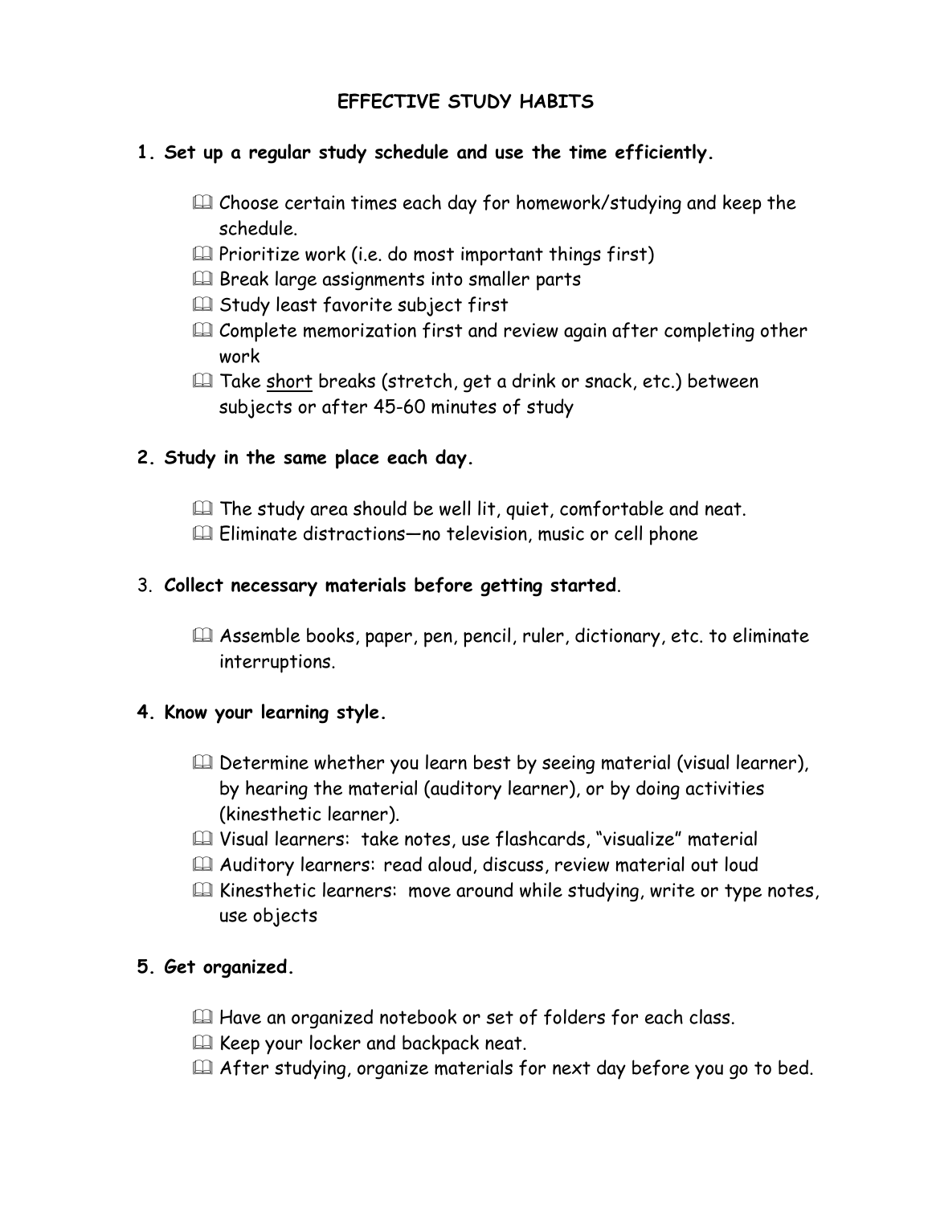# EFFECTIVE STUDY HABITS

**1. Set up a regular study schedule and use the time efficiently.**

- Choose certain times each day for homework/studying and keep the schedule.
- Prioritize work (i.e. do most important things first)
- Break large assignments into smaller parts
- Study least favorite subject first
- Complete memorization first and review again after completing other work
- Take <u>short</u> breaks (stretch, get a drink or snack, etc.) between subjects or after 45-60 minutes of study

**2. Study in the same place each day.**

- The study area should be well lit, quiet, comfortable and neat.
- Eliminate distractions—no television, music or cell phone

3. **Collect necessary materials before getting started**.

- Assemble books, paper, pen, pencil, ruler, dictionary, etc. to eliminate interruptions.

**4. Know your learning style.**

- Determine whether you learn best by seeing material (visual learner), by hearing the material (auditory learner), or by doing activities (kinesthetic learner).
- Visual learners: take notes, use flashcards, "visualize" material
- Auditory learners: read aloud, discuss, review material out loud
- Kinesthetic learners: move around while studying, write or type notes, use objects

**5. Get organized.**

- Have an organized notebook or set of folders for each class.
- Keep your locker and backpack neat.
- After studying, organize materials for next day before you go to bed.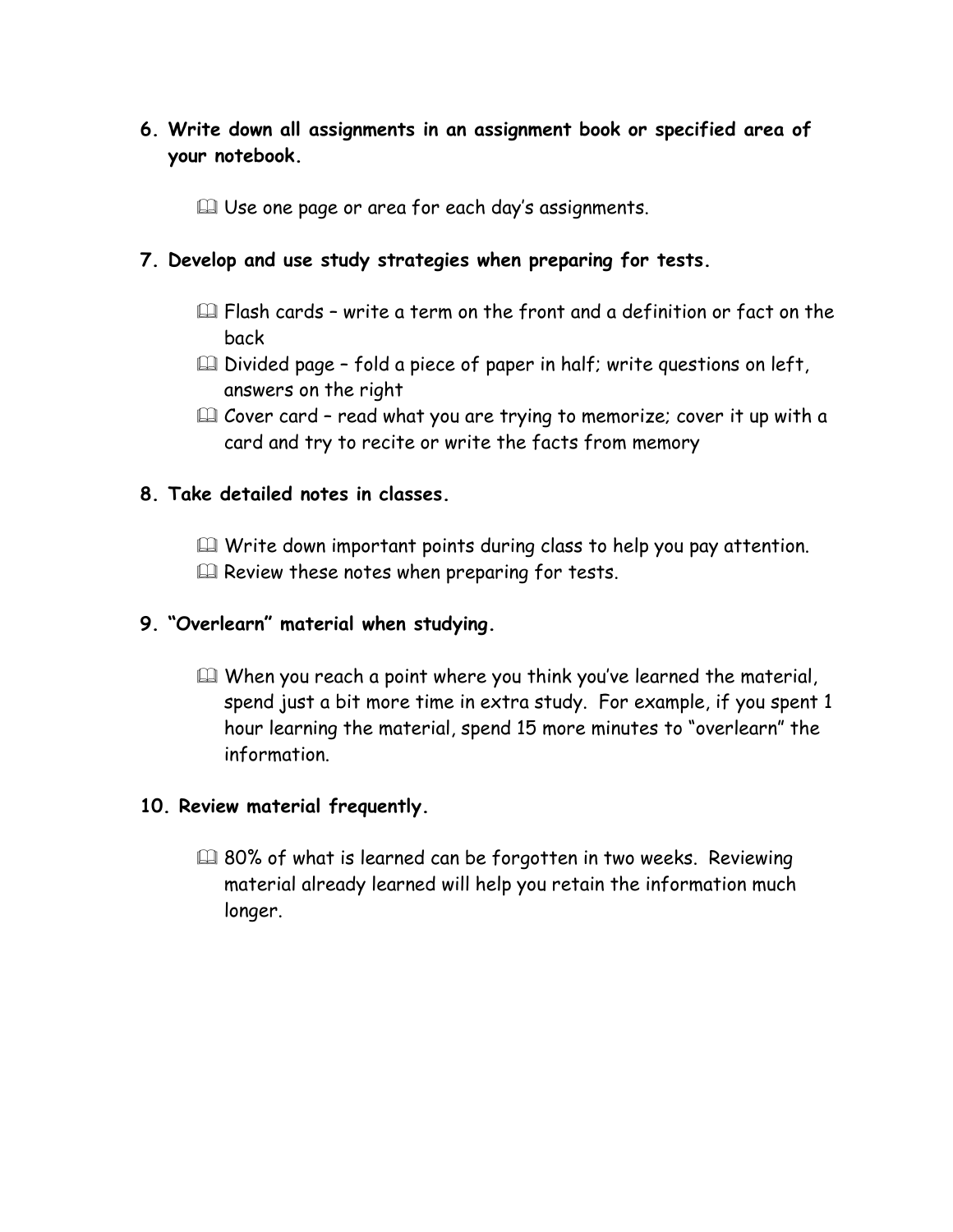6. **Write down all assignments in an assignment book or specified area of your notebook.**

   - Use one page or area for each day's assignments.

7. **Develop and use study strategies when preparing for tests.**

   - Flash cards – write a term on the front and a definition or fact on the back
   - Divided page – fold a piece of paper in half; write questions on left, answers on the right
   - Cover card – read what you are trying to memorize; cover it up with a card and try to recite or write the facts from memory

8. **Take detailed notes in classes.**

   - Write down important points during class to help you pay attention.
   - Review these notes when preparing for tests.

9. **"Overlearn" material when studying.**

   - When you reach a point where you think you've learned the material, spend just a bit more time in extra study. For example, if you spent 1 hour learning the material, spend 15 more minutes to "overlearn" the information.

10. **Review material frequently.**

    - 80% of what is learned can be forgotten in two weeks. Reviewing material already learned will help you retain the information much longer.